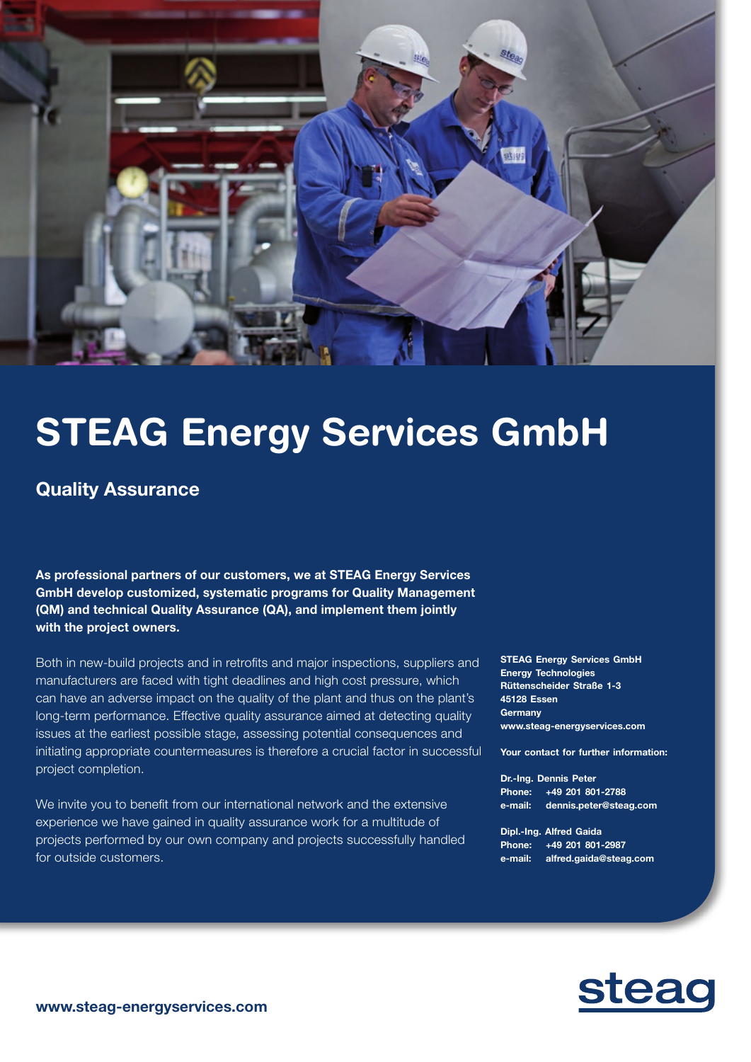# STEAG Energy Services GmbH

## Quality Assurance

**As professional partners of our customers, we at STEAG Energy Services GmbH develop customized, systematic programs for Quality Management (QM) and technical Quality Assurance (QA), and implement them jointly with the project owners.**

Both in new-build projects and in retrofits and major inspections, suppliers and manufacturers are faced with tight deadlines and high cost pressure, which can have an adverse impact on the quality of the plant and thus on the plant's long-term performance. Effective quality assurance aimed at detecting quality issues at the earliest possible stage, assessing potential consequences and initiating appropriate countermeasures is therefore a crucial factor in successful project completion.

We invite you to benefit from our international network and the extensive experience we have gained in quality assurance work for a multitude of projects performed by our own company and projects successfully handled for outside customers.

**STEAG Energy Services GmbH**
**Energy Technologies**
**Rüttenscheider Straße 1-3**
**45128 Essen**
**Germany**
**www.steag-energyservices.com**

**Your contact for further information:**

**Dr.-Ing. Dennis Peter**
**Phone: +49 201 801-2788**
**e-mail: dennis.peter@steag.com**

**Dipl.-Ing. Alfred Gaida**
**Phone: +49 201 801-2987**
**e-mail: alfred.gaida@steag.com**

**www.steag-energyservices.com**

steag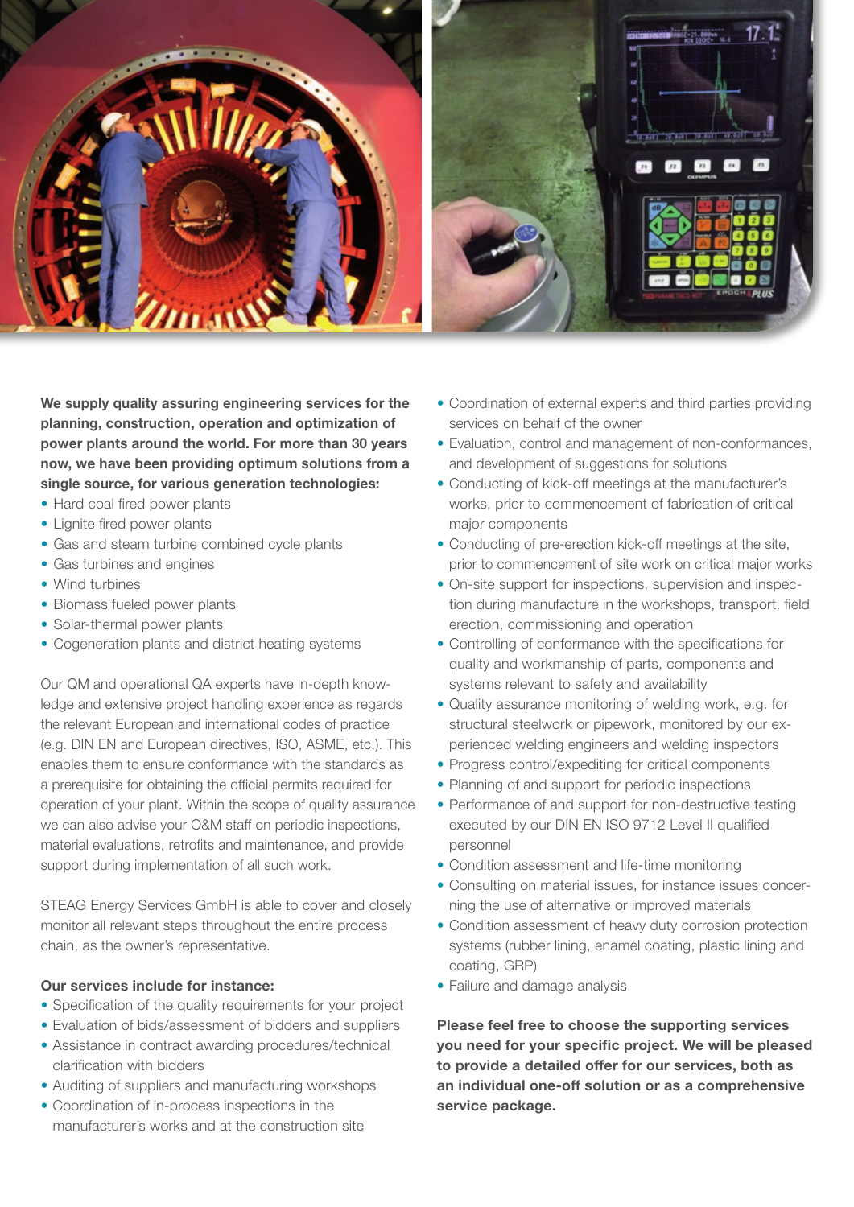**We supply quality assuring engineering services for the planning, construction, operation and optimization of power plants around the world. For more than 30 years now, we have been providing optimum solutions from a single source, for various generation technologies:**

- Hard coal fired power plants
- Lignite fired power plants
- Gas and steam turbine combined cycle plants
- Gas turbines and engines
- Wind turbines
- Biomass fueled power plants
- Solar-thermal power plants
- Cogeneration plants and district heating systems

Our QM and operational QA experts have in-depth knowledge and extensive project handling experience as regards the relevant European and international codes of practice (e.g. DIN EN and European directives, ISO, ASME, etc.). This enables them to ensure conformance with the standards as a prerequisite for obtaining the official permits required for operation of your plant. Within the scope of quality assurance we can also advise your O&M staff on periodic inspections, material evaluations, retrofits and maintenance, and provide support during implementation of all such work.

STEAG Energy Services GmbH is able to cover and closely monitor all relevant steps throughout the entire process chain, as the owner's representative.

**Our services include for instance:**

- Specification of the quality requirements for your project
- Evaluation of bids/assessment of bidders and suppliers
- Assistance in contract awarding procedures/technical clarification with bidders
- Auditing of suppliers and manufacturing workshops
- Coordination of in-process inspections in the manufacturer's works and at the construction site
- Coordination of external experts and third parties providing services on behalf of the owner
- Evaluation, control and management of non-conformances, and development of suggestions for solutions
- Conducting of kick-off meetings at the manufacturer's works, prior to commencement of fabrication of critical major components
- Conducting of pre-erection kick-off meetings at the site, prior to commencement of site work on critical major works
- On-site support for inspections, supervision and inspection during manufacture in the workshops, transport, field erection, commissioning and operation
- Controlling of conformance with the specifications for quality and workmanship of parts, components and systems relevant to safety and availability
- Quality assurance monitoring of welding work, e.g. for structural steelwork or pipework, monitored by our experienced welding engineers and welding inspectors
- Progress control/expediting for critical components
- Planning of and support for periodic inspections
- Performance of and support for non-destructive testing executed by our DIN EN ISO 9712 Level II qualified personnel
- Condition assessment and life-time monitoring
- Consulting on material issues, for instance issues concerning the use of alternative or improved materials
- Condition assessment of heavy duty corrosion protection systems (rubber lining, enamel coating, plastic lining and coating, GRP)
- Failure and damage analysis

**Please feel free to choose the supporting services you need for your specific project. We will be pleased to provide a detailed offer for our services, both as an individual one-off solution or as a comprehensive service package.**